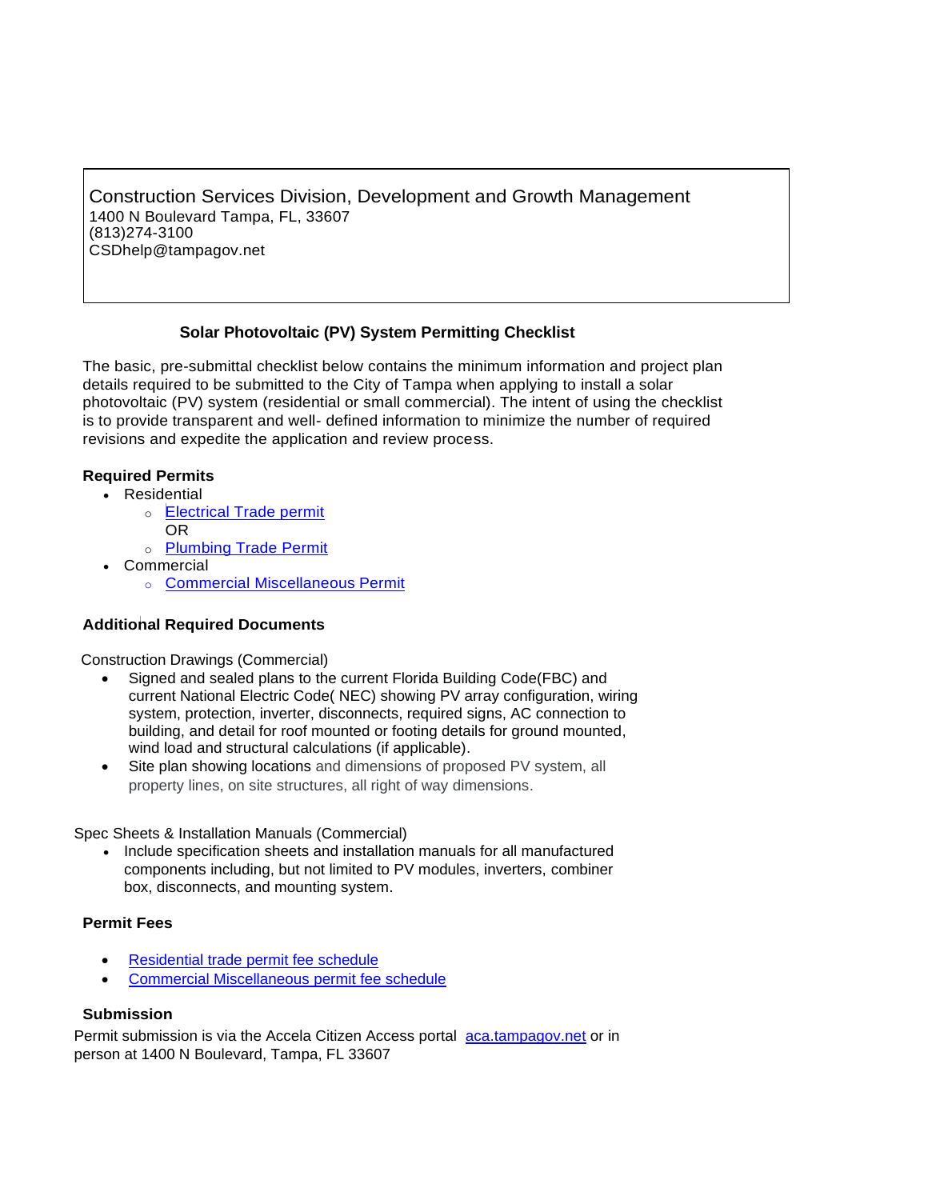Construction Services Division, Development and Growth Management
1400 N Boulevard Tampa, FL, 33607
(813)274-3100
CSDhelp@tampagov.net

# Solar Photovoltaic (PV) System Permitting Checklist

The basic, pre-submittal checklist below contains the minimum information and project plan details required to be submitted to the City of Tampa when applying to install a solar photovoltaic (PV) system (residential or small commercial). The intent of using the checklist is to provide transparent and well- defined information to minimize the number of required revisions and expedite the application and review process.

## Required Permits

- Residential
  - Electrical Trade permit

    OR
  - Plumbing Trade Permit
- Commercial
  - Commercial Miscellaneous Permit

## Additional Required Documents

Construction Drawings (Commercial)

- Signed and sealed plans to the current Florida Building Code(FBC) and current National Electric Code( NEC) showing PV array configuration, wiring system, protection, inverter, disconnects, required signs, AC connection to building, and detail for roof mounted or footing details for ground mounted, wind load and structural calculations (if applicable).
- Site plan showing locations and dimensions of proposed PV system, all property lines, on site structures, all right of way dimensions.

Spec Sheets & Installation Manuals (Commercial)

- Include specification sheets and installation manuals for all manufactured components including, but not limited to PV modules, inverters, combiner box, disconnects, and mounting system.

## Permit Fees

- Residential trade permit fee schedule
- Commercial Miscellaneous permit fee schedule

## Submission

Permit submission is via the Accela Citizen Access portal aca.tampagov.net or in person at 1400 N Boulevard, Tampa, FL 33607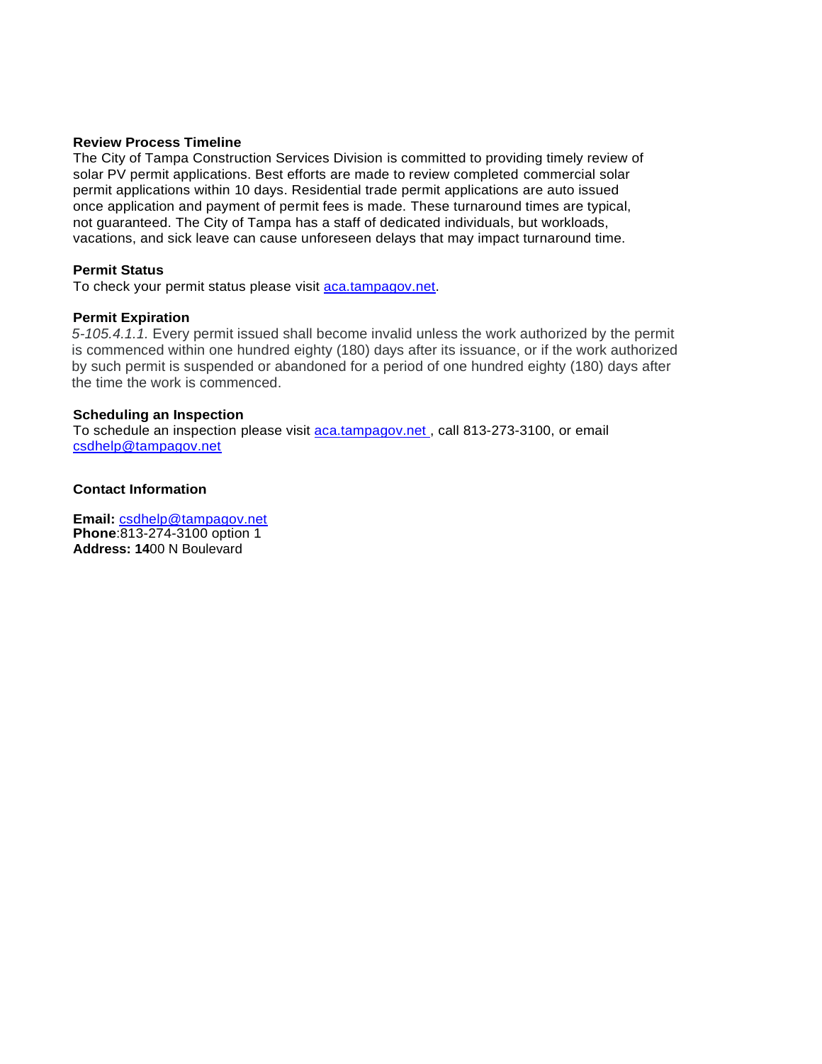**Review Process Timeline**

The City of Tampa Construction Services Division is committed to providing timely review of solar PV permit applications. Best efforts are made to review completed commercial solar permit applications within 10 days. Residential trade permit applications are auto issued once application and payment of permit fees is made. These turnaround times are typical, not guaranteed. The City of Tampa has a staff of dedicated individuals, but workloads, vacations, and sick leave can cause unforeseen delays that may impact turnaround time.

**Permit Status**

To check your permit status please visit [aca.tampagov.net](aca.tampagov.net).

**Permit Expiration**

*5-105.4.1.1.* Every permit issued shall become invalid unless the work authorized by the permit is commenced within one hundred eighty (180) days after its issuance, or if the work authorized by such permit is suspended or abandoned for a period of one hundred eighty (180) days after the time the work is commenced.

**Scheduling an Inspection**

To schedule an inspection please visit [aca.tampagov.net](aca.tampagov.net) , call 813-273-3100, or email [csdhelp@tampagov.net](mailto:csdhelp@tampagov.net)

**Contact Information**

**Email:** [csdhelp@tampagov.net](mailto:csdhelp@tampagov.net)
**Phone**:813-274-3100 option 1
**Address: 14**00 N Boulevard